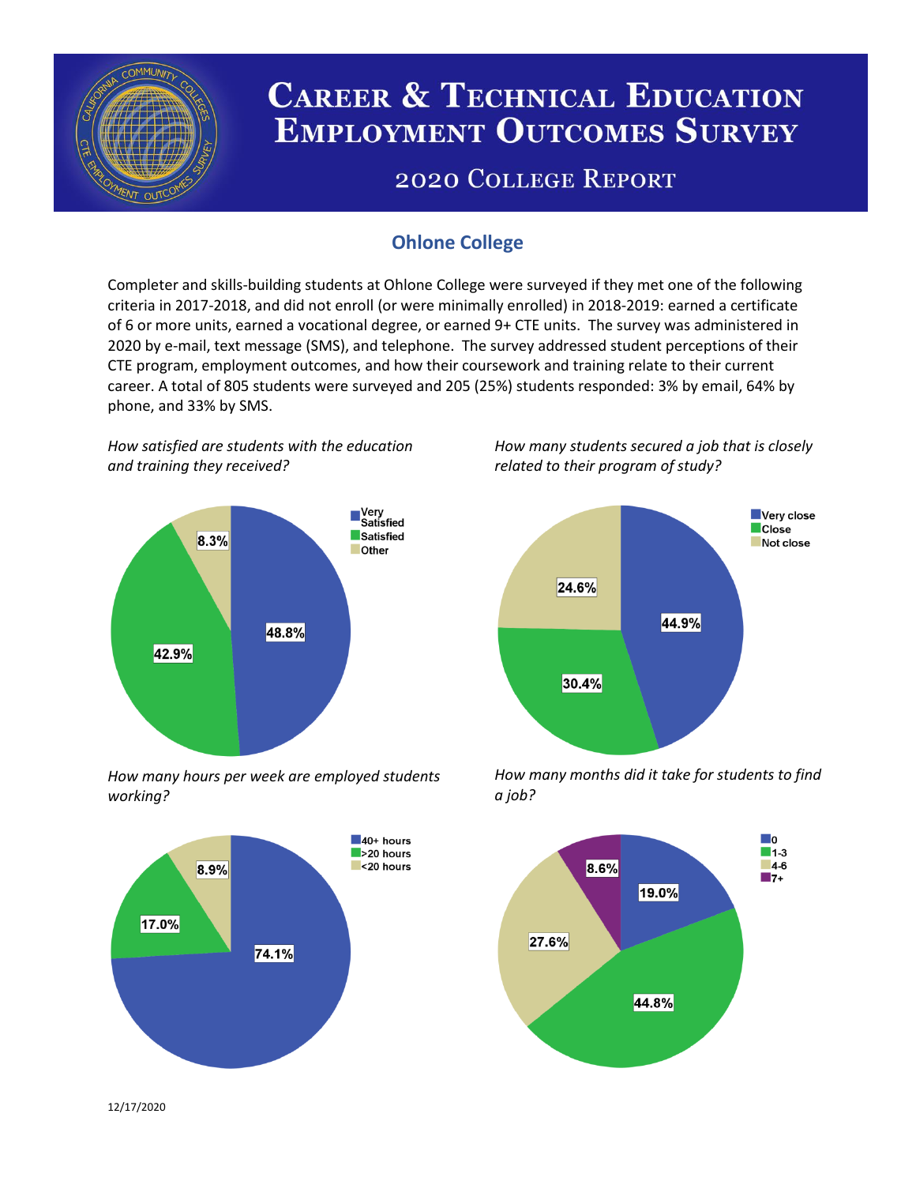# Career & Technical Education Employment Outcomes Survey

## 2020 College Report

### Ohlone College

Completer and skills-building students at Ohlone College were surveyed if they met one of the following criteria in 2017-2018, and did not enroll (or were minimally enrolled) in 2018-2019: earned a certificate of 6 or more units, earned a vocational degree, or earned 9+ CTE units. The survey was administered in 2020 by e-mail, text message (SMS), and telephone. The survey addressed student perceptions of their CTE program, employment outcomes, and how their coursework and training relate to their current career. A total of 805 students were surveyed and 205 (25%) students responded: 3% by email, 64% by phone, and 33% by SMS.

*How satisfied are students with the education and training they received?*

| Response | Percent |
|---|---|
| Very Satisfied | 48.8% |
| Satisfied | 42.9% |
| Other | 8.3% |

*How many students secured a job that is closely related to their program of study?*

| Response | Percent |
|---|---|
| Very close | 44.9% |
| Close | 30.4% |
| Not close | 24.6% |

*How many hours per week are employed students working?*

| Response | Percent |
|---|---|
| 40+ hours | 74.1% |
| >20 hours | 17.0% |
| <20 hours | 8.9% |

*How many months did it take for students to find a job?*

| Response | Percent |
|---|---|
| 0 | 19.0% |
| 1-3 | 44.8% |
| 4-6 | 27.6% |
| 7+ | 8.6% |

12/17/2020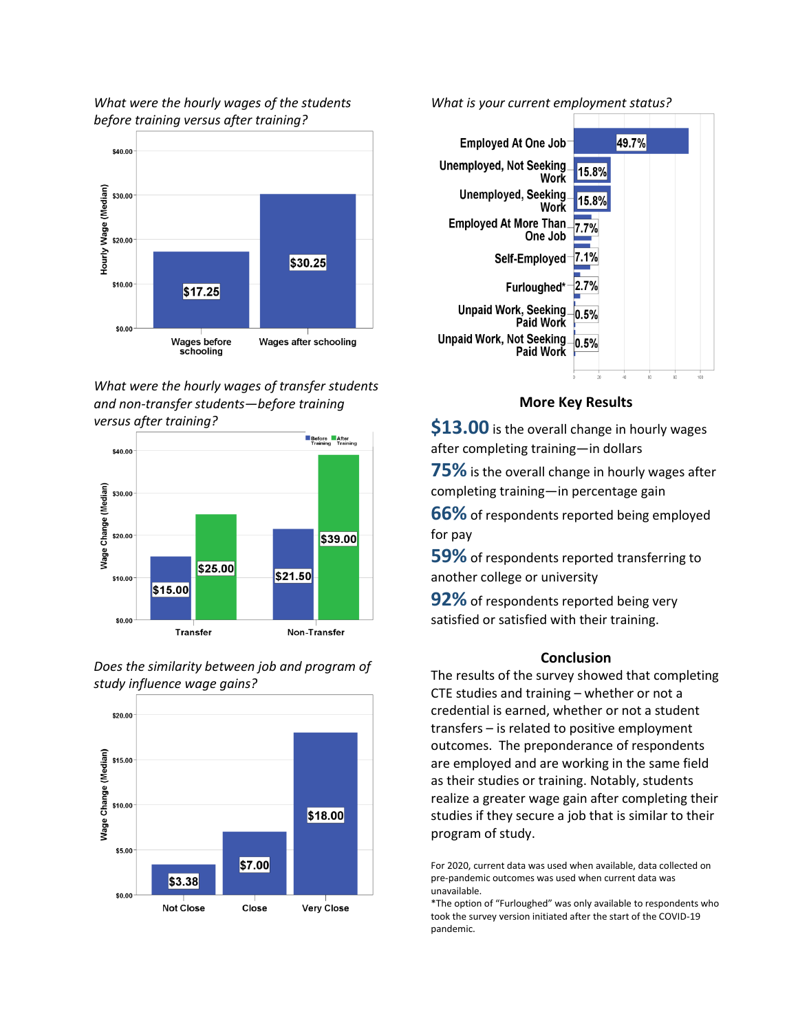*What were the hourly wages of the students before training versus after training?*

$40.00
$30.00
$20.00
$10.00
$0.00
Hourly Wage (Median)
$17.25
$30.25
Wages before schooling
Wages after schooling

*What were the hourly wages of transfer students and non-transfer students—before training versus after training?*

Before Training
After Training
$40.00
$30.00
$20.00
$10.00
$0.00
Wage Change (Median)
$15.00
$25.00
$21.50
$39.00
Transfer
Non-Transfer

*Does the similarity between job and program of study influence wage gains?*

$20.00
$15.00
$10.00
$5.00
$0.00
Wage Change (Median)
$3.38
$7.00
$18.00
Not Close
Close
Very Close

*What is your current employment status?*

Employed At One Job 49.7%
Unemployed, Not Seeking Work 15.8%
Unemployed, Seeking Work 15.8%
Employed At More Than One Job 7.7%
Self-Employed 7.1%
Furloughed* 2.7%
Unpaid Work, Seeking Paid Work 0.5%
Unpaid Work, Not Seeking Paid Work 0.5%
0 20 40 60 80 100

## More Key Results

**$13.00** is the overall change in hourly wages after completing training—in dollars

**75%** is the overall change in hourly wages after completing training—in percentage gain

**66%** of respondents reported being employed for pay

**59%** of respondents reported transferring to another college or university

**92%** of respondents reported being very satisfied or satisfied with their training.

## Conclusion

The results of the survey showed that completing CTE studies and training – whether or not a credential is earned, whether or not a student transfers – is related to positive employment outcomes. The preponderance of respondents are employed and are working in the same field as their studies or training. Notably, students realize a greater wage gain after completing their studies if they secure a job that is similar to their program of study.

For 2020, current data was used when available, data collected on pre-pandemic outcomes was used when current data was unavailable.
*The option of "Furloughed" was only available to respondents who took the survey version initiated after the start of the COVID-19 pandemic.